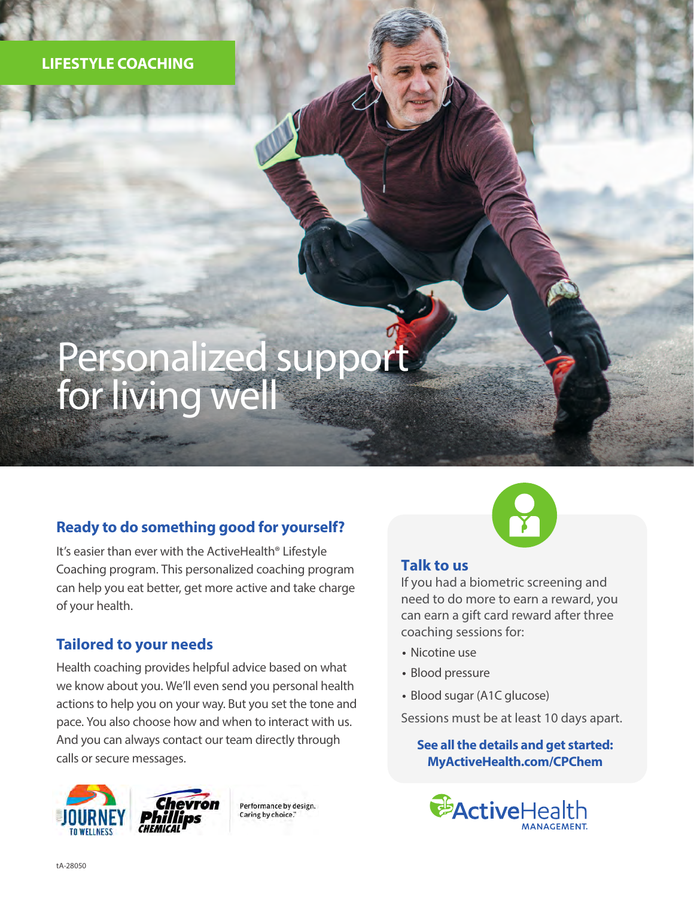LIFESTYLE COACHING

# Personalized support for living well

## Ready to do something good for yourself?

It's easier than ever with the ActiveHealth® Lifestyle Coaching program. This personalized coaching program can help you eat better, get more active and take charge of your health.

## Tailored to your needs

Health coaching provides helpful advice based on what we know about you. We'll even send you personal health actions to help you on your way. But you set the tone and pace. You also choose how and when to interact with us. And you can always contact our team directly through calls or secure messages.

## Talk to us

If you had a biometric screening and need to do more to earn a reward, you can earn a gift card reward after three coaching sessions for:

- Nicotine use
- Blood pressure
- Blood sugar (A1C glucose)

Sessions must be at least 10 days apart.

**See all the details and get started: MyActiveHealth.com/CPChem**

JOURNEY TO WELLNESS

Chevron Phillips Chemical

Performance by design. Caring by choice.™

ActiveHealth MANAGEMENT.

tA-28050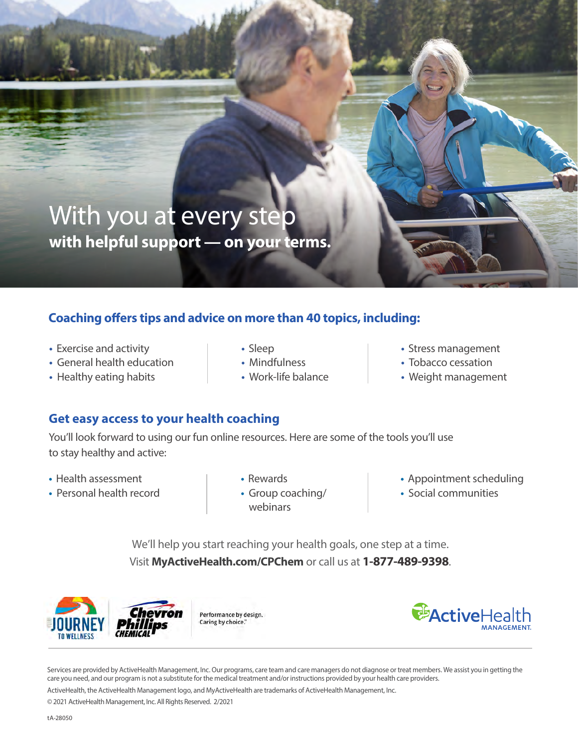# With you at every step

**with helpful support — on your terms.**

## Coaching offers tips and advice on more than 40 topics, including:

- Exercise and activity
- General health education
- Healthy eating habits
- Sleep
- Mindfulness
- Work-life balance
- Stress management
- Tobacco cessation
- Weight management

## Get easy access to your health coaching

You'll look forward to using our fun online resources. Here are some of the tools you'll use to stay healthy and active:

- Health assessment
- Personal health record
- Rewards
- Group coaching/ webinars
- Appointment scheduling
- Social communities

We'll help you start reaching your health goals, one step at a time.
Visit **MyActiveHealth.com/CPChem** or call us at **1-877-489-9398**.

JOURNEY TO WELLNESS

Chevron Phillips Chemical

Performance by design. Caring by choice.™

ActiveHealth MANAGEMENT.

Services are provided by ActiveHealth Management, Inc. Our programs, care team and care managers do not diagnose or treat members. We assist you in getting the care you need, and our program is not a substitute for the medical treatment and/or instructions provided by your health care providers.

ActiveHealth, the ActiveHealth Management logo, and MyActiveHealth are trademarks of ActiveHealth Management, Inc.

© 2021 ActiveHealth Management, Inc. All Rights Reserved. 2/2021

tA-28050